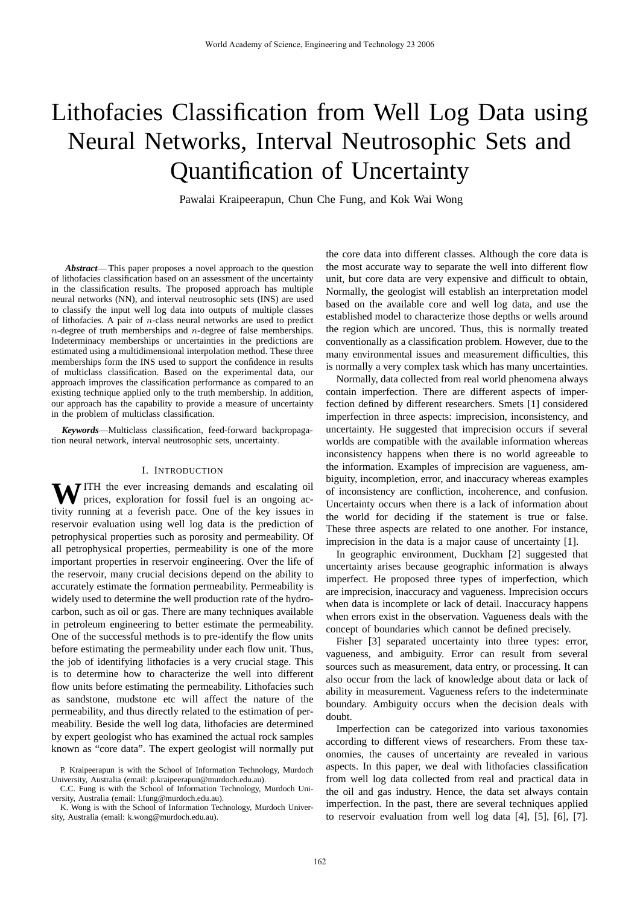# Lithofacies Classification from Well Log Data using Neural Networks, Interval Neutrosophic Sets and Quantification of Uncertainty

Pawalai Kraipeerapun, Chun Che Fung, and Kok Wai Wong

***Abstract*****—** This paper proposes a novel approach to the question of lithofacies classification based on an assessment of the uncertainty in the classification results. The proposed approach has multiple neural networks (NN), and interval neutrosophic sets (INS) are used to classify the input well log data into outputs of multiple classes of lithofacies. A pair of $n$-class neural networks are used to predict $n$-degree of truth memberships and $n$-degree of false memberships. Indeterminacy memberships or uncertainties in the predictions are estimated using a multidimensional interpolation method. These three memberships form the INS used to support the confidence in results of multiclass classification. Based on the experimental data, our approach improves the classification performance as compared to an existing technique applied only to the truth membership. In addition, our approach has the capability to provide a measure of uncertainty in the problem of multiclass classification.

***Keywords*****—**Multiclass classification, feed-forward backpropagation neural network, interval neutrosophic sets, uncertainty.

## I. Introduction

With the ever increasing demands and escalating oil prices, exploration for fossil fuel is an ongoing activity running at a feverish pace. One of the key issues in reservoir evaluation using well log data is the prediction of petrophysical properties such as porosity and permeability. Of all petrophysical properties, permeability is one of the more important properties in reservoir engineering. Over the life of the reservoir, many crucial decisions depend on the ability to accurately estimate the formation permeability. Permeability is widely used to determine the well production rate of the hydrocarbon, such as oil or gas. There are many techniques available in petroleum engineering to better estimate the permeability. One of the successful methods is to pre-identify the flow units before estimating the permeability under each flow unit. Thus, the job of identifying lithofacies is a very crucial stage. This is to determine how to characterize the well into different flow units before estimating the permeability. Lithofacies such as sandstone, mudstone etc will affect the nature of the permeability, and thus directly related to the estimation of permeability. Beside the well log data, lithofacies are determined by expert geologist who has examined the actual rock samples known as "core data". The expert geologist will normally put the core data into different classes. Although the core data is the most accurate way to separate the well into different flow unit, but core data are very expensive and difficult to obtain, Normally, the geologist will establish an interpretation model based on the available core and well log data, and use the established model to characterize those depths or wells around the region which are uncored. Thus, this is normally treated conventionally as a classification problem. However, due to the many environmental issues and measurement difficulties, this is normally a very complex task which has many uncertainties.

Normally, data collected from real world phenomena always contain imperfection. There are different aspects of imperfection defined by different researchers. Smets [1] considered imperfection in three aspects: imprecision, inconsistency, and uncertainty. He suggested that imprecision occurs if several worlds are compatible with the available information whereas inconsistency happens when there is no world agreeable to the information. Examples of imprecision are vagueness, ambiguity, incompletion, error, and inaccuracy whereas examples of inconsistency are confliction, incoherence, and confusion. Uncertainty occurs when there is a lack of information about the world for deciding if the statement is true or false. These three aspects are related to one another. For instance, imprecision in the data is a major cause of uncertainty [1].

In geographic environment, Duckham [2] suggested that uncertainty arises because geographic information is always imperfect. He proposed three types of imperfection, which are imprecision, inaccuracy and vagueness. Imprecision occurs when data is incomplete or lack of detail. Inaccuracy happens when errors exist in the observation. Vagueness deals with the concept of boundaries which cannot be defined precisely.

Fisher [3] separated uncertainty into three types: error, vagueness, and ambiguity. Error can result from several sources such as measurement, data entry, or processing. It can also occur from the lack of knowledge about data or lack of ability in measurement. Vagueness refers to the indeterminate boundary. Ambiguity occurs when the decision deals with doubt.

Imperfection can be categorized into various taxonomies according to different views of researchers. From these taxonomies, the causes of uncertainty are revealed in various aspects. In this paper, we deal with lithofacies classification from well log data collected from real and practical data in the oil and gas industry. Hence, the data set always contain imperfection. In the past, there are several techniques applied to reservoir evaluation from well log data [4], [5], [6], [7].

P. Kraipeerapun is with the School of Information Technology, Murdoch University, Australia (email: p.kraipeerapun@murdoch.edu.au).

C.C. Fung is with the School of Information Technology, Murdoch University, Australia (email: l.fung@murdoch.edu.au).

K. Wong is with the School of Information Technology, Murdoch University, Australia (email: k.wong@murdoch.edu.au).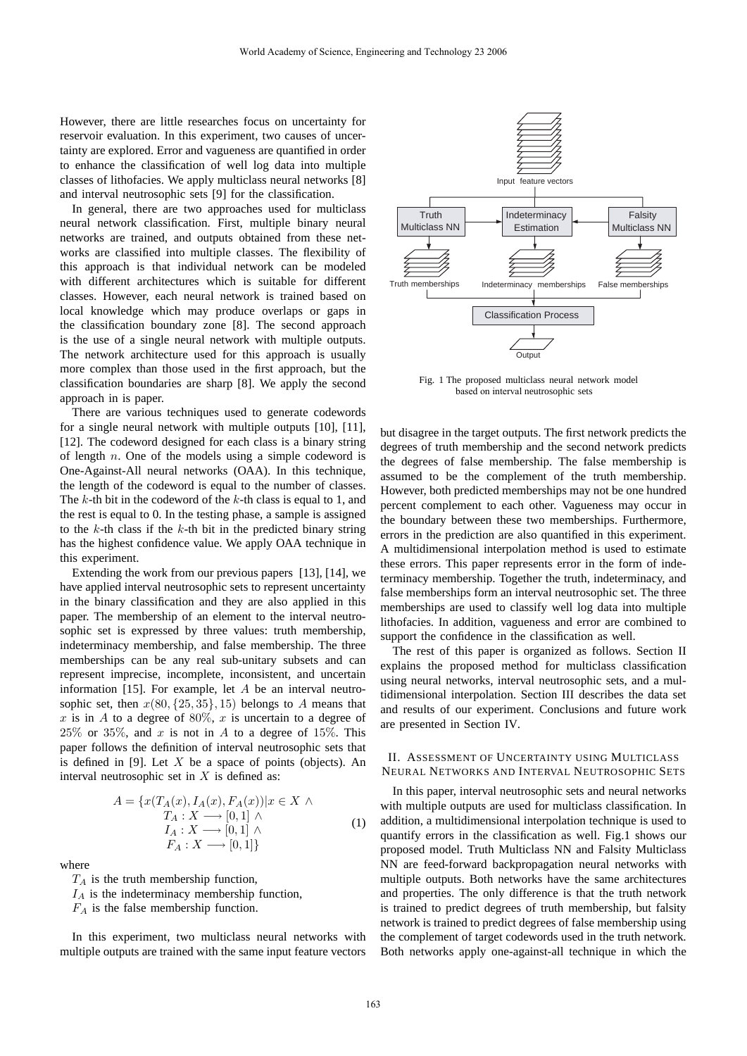However, there are little researches focus on uncertainty for reservoir evaluation. In this experiment, two causes of uncertainty are explored. Error and vagueness are quantified in order to enhance the classification of well log data into multiple classes of lithofacies. We apply multiclass neural networks [8] and interval neutrosophic sets [9] for the classification.

In general, there are two approaches used for multiclass neural network classification. First, multiple binary neural networks are trained, and outputs obtained from these networks are classified into multiple classes. The flexibility of this approach is that individual network can be modeled with different architectures which is suitable for different classes. However, each neural network is trained based on local knowledge which may produce overlaps or gaps in the classification boundary zone [8]. The second approach is the use of a single neural network with multiple outputs. The network architecture used for this approach is usually more complex than those used in the first approach, but the classification boundaries are sharp [8]. We apply the second approach in is paper.

There are various techniques used to generate codewords for a single neural network with multiple outputs [10], [11], [12]. The codeword designed for each class is a binary string of length $n$. One of the models using a simple codeword is One-Against-All neural networks (OAA). In this technique, the length of the codeword is equal to the number of classes. The $k$-th bit in the codeword of the $k$-th class is equal to 1, and the rest is equal to 0. In the testing phase, a sample is assigned to the $k$-th class if the $k$-th bit in the predicted binary string has the highest confidence value. We apply OAA technique in this experiment.

Extending the work from our previous papers [13], [14], we have applied interval neutrosophic sets to represent uncertainty in the binary classification and they are also applied in this paper. The membership of an element to the interval neutrosophic set is expressed by three values: truth membership, indeterminacy membership, and false membership. The three memberships can be any real sub-unitary subsets and can represent imprecise, incomplete, inconsistent, and uncertain information [15]. For example, let $A$ be an interval neutrosophic set, then $x(80, \{25, 35\}, 15)$ belongs to $A$ means that $x$ is in $A$ to a degree of $80\%$, $x$ is uncertain to a degree of $25\%$ or $35\%$, and $x$ is not in $A$ to a degree of $15\%$. This paper follows the definition of interval neutrosophic sets that is defined in [9]. Let $X$ be a space of points (objects). An interval neutrosophic set in $X$ is defined as:

$$A = \{x(T_A(x), I_A(x), F_A(x)) | x \in X \wedge \\ T_A : X \longrightarrow [0,1] \wedge \\ I_A : X \longrightarrow [0,1] \wedge \\ F_A : X \longrightarrow [0,1]\} \tag{1}$$

where

$T_A$ is the truth membership function,

$I_A$ is the indeterminacy membership function,

$F_A$ is the false membership function.

In this experiment, two multiclass neural networks with multiple outputs are trained with the same input feature vectors but disagree in the target outputs. The first network predicts the degrees of truth membership and the second network predicts the degrees of false membership. The false membership is assumed to be the complement of the truth membership. However, both predicted memberships may not be one hundred percent complement to each other. Vagueness may occur in the boundary between these two memberships. Furthermore, errors in the prediction are also quantified in this experiment. A multidimensional interpolation method is used to estimate these errors. This paper represents error in the form of indeterminacy membership. Together the truth, indeterminacy, and false memberships form an interval neutrosophic set. The three memberships are used to classify well log data into multiple lithofacies. In addition, vagueness and error are combined to support the confidence in the classification as well.

Fig. 1 The proposed multiclass neural network model based on interval neutrosophic sets

The rest of this paper is organized as follows. Section II explains the proposed method for multiclass classification using neural networks, interval neutrosophic sets, and a multidimensional interpolation. Section III describes the data set and results of our experiment. Conclusions and future work are presented in Section IV.

## II. Assessment of Uncertainty using Multiclass Neural Networks and Interval Neutrosophic Sets

In this paper, interval neutrosophic sets and neural networks with multiple outputs are used for multiclass classification. In addition, a multidimensional interpolation technique is used to quantify errors in the classification as well. Fig.1 shows our proposed model. Truth Multiclass NN and Falsity Multiclass NN are feed-forward backpropagation neural networks with multiple outputs. Both networks have the same architectures and properties. The only difference is that the truth network is trained to predict degrees of truth membership, but falsity network is trained to predict degrees of false membership using the complement of target codewords used in the truth network. Both networks apply one-against-all technique in which the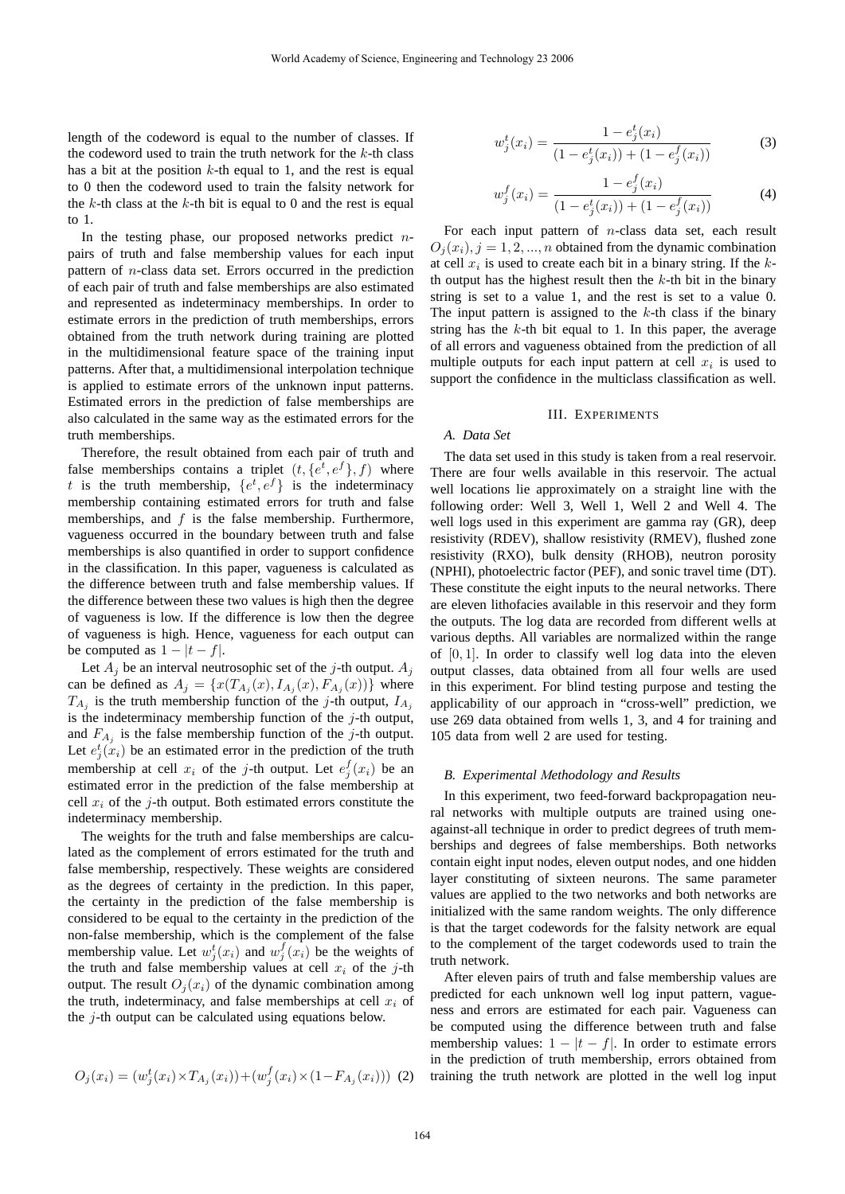length of the codeword is equal to the number of classes. If the codeword used to train the truth network for the $k$-th class has a bit at the position $k$-th equal to 1, and the rest is equal to 0 then the codeword used to train the falsity network for the $k$-th class at the $k$-th bit is equal to 0 and the rest is equal to 1.

In the testing phase, our proposed networks predict $n$-pairs of truth and false membership values for each input pattern of $n$-class data set. Errors occurred in the prediction of each pair of truth and false memberships are also estimated and represented as indeterminacy memberships. In order to estimate errors in the prediction of truth memberships, errors obtained from the truth network during training are plotted in the multidimensional feature space of the training input patterns. After that, a multidimensional interpolation technique is applied to estimate errors of the unknown input patterns. Estimated errors in the prediction of false memberships are also calculated in the same way as the estimated errors for the truth memberships.

Therefore, the result obtained from each pair of truth and false memberships contains a triplet $(t, \{e^t, e^f\}, f)$ where $t$ is the truth membership, $\{e^t, e^f\}$ is the indeterminacy membership containing estimated errors for truth and false memberships, and $f$ is the false membership. Furthermore, vagueness occurred in the boundary between truth and false memberships is also quantified in order to support confidence in the classification. In this paper, vagueness is calculated as the difference between truth and false membership values. If the difference between these two values is high then the degree of vagueness is low. If the difference is low then the degree of vagueness is high. Hence, vagueness for each output can be computed as $1 - |t - f|$.

Let $A_j$ be an interval neutrosophic set of the $j$-th output. $A_j$ can be defined as $A_j = \{x(T_{A_j}(x), I_{A_j}(x), F_{A_j}(x))\}$ where $T_{A_j}$ is the truth membership function of the $j$-th output, $I_{A_j}$ is the indeterminacy membership function of the $j$-th output, and $F_{A_j}$ is the false membership function of the $j$-th output. Let $e_j^t(x_i)$ be an estimated error in the prediction of the truth membership at cell $x_i$ of the $j$-th output. Let $e_j^f(x_i)$ be an estimated error in the prediction of the false membership at cell $x_i$ of the $j$-th output. Both estimated errors constitute the indeterminacy membership.

The weights for the truth and false memberships are calculated as the complement of errors estimated for the truth and false membership, respectively. These weights are considered as the degrees of certainty in the prediction. In this paper, the certainty in the prediction of the false membership is considered to be equal to the certainty in the prediction of the non-false membership, which is the complement of the false membership value. Let $w_j^t(x_i)$ and $w_j^f(x_i)$ be the weights of the truth and false membership values at cell $x_i$ of the $j$-th output. The result $O_j(x_i)$ of the dynamic combination among the truth, indeterminacy, and false memberships at cell $x_i$ of the $j$-th output can be calculated using equations below.

$$O_j(x_i) = (w_j^t(x_i) \times T_{A_j}(x_i)) + (w_j^f(x_i) \times (1 - F_{A_j}(x_i))) \quad (2)$$

$$w_j^t(x_i) = \frac{1 - e_j^t(x_i)}{(1 - e_j^t(x_i)) + (1 - e_j^f(x_i))} \quad (3)$$

$$w_j^f(x_i) = \frac{1 - e_j^f(x_i)}{(1 - e_j^t(x_i)) + (1 - e_j^f(x_i))} \quad (4)$$

For each input pattern of $n$-class data set, each result $O_j(x_i), j = 1, 2, ..., n$ obtained from the dynamic combination at cell $x_i$ is used to create each bit in a binary string. If the $k$-th output has the highest result then the $k$-th bit in the binary string is set to a value 1, and the rest is set to a value 0. The input pattern is assigned to the $k$-th class if the binary string has the $k$-th bit equal to 1. In this paper, the average of all errors and vagueness obtained from the prediction of all multiple outputs for each input pattern at cell $x_i$ is used to support the confidence in the multiclass classification as well.

## III. Experiments

### A. Data Set

The data set used in this study is taken from a real reservoir. There are four wells available in this reservoir. The actual well locations lie approximately on a straight line with the following order: Well 3, Well 1, Well 2 and Well 4. The well logs used in this experiment are gamma ray (GR), deep resistivity (RDEV), shallow resistivity (RMEV), flushed zone resistivity (RXO), bulk density (RHOB), neutron porosity (NPHI), photoelectric factor (PEF), and sonic travel time (DT). These constitute the eight inputs to the neural networks. There are eleven lithofacies available in this reservoir and they form the outputs. The log data are recorded from different wells at various depths. All variables are normalized within the range of $[0, 1]$. In order to classify well log data into the eleven output classes, data obtained from all four wells are used in this experiment. For blind testing purpose and testing the applicability of our approach in "cross-well" prediction, we use 269 data obtained from wells 1, 3, and 4 for training and 105 data from well 2 are used for testing.

### B. Experimental Methodology and Results

In this experiment, two feed-forward backpropagation neural networks with multiple outputs are trained using one-against-all technique in order to predict degrees of truth memberships and degrees of false memberships. Both networks contain eight input nodes, eleven output nodes, and one hidden layer constituting of sixteen neurons. The same parameter values are applied to the two networks and both networks are initialized with the same random weights. The only difference is that the target codewords for the falsity network are equal to the complement of the target codewords used to train the truth network.

After eleven pairs of truth and false membership values are predicted for each unknown well log input pattern, vagueness and errors are estimated for each pair. Vagueness can be computed using the difference between truth and false membership values: $1 - |t - f|$. In order to estimate errors in the prediction of truth membership, errors obtained from training the truth network are plotted in the well log input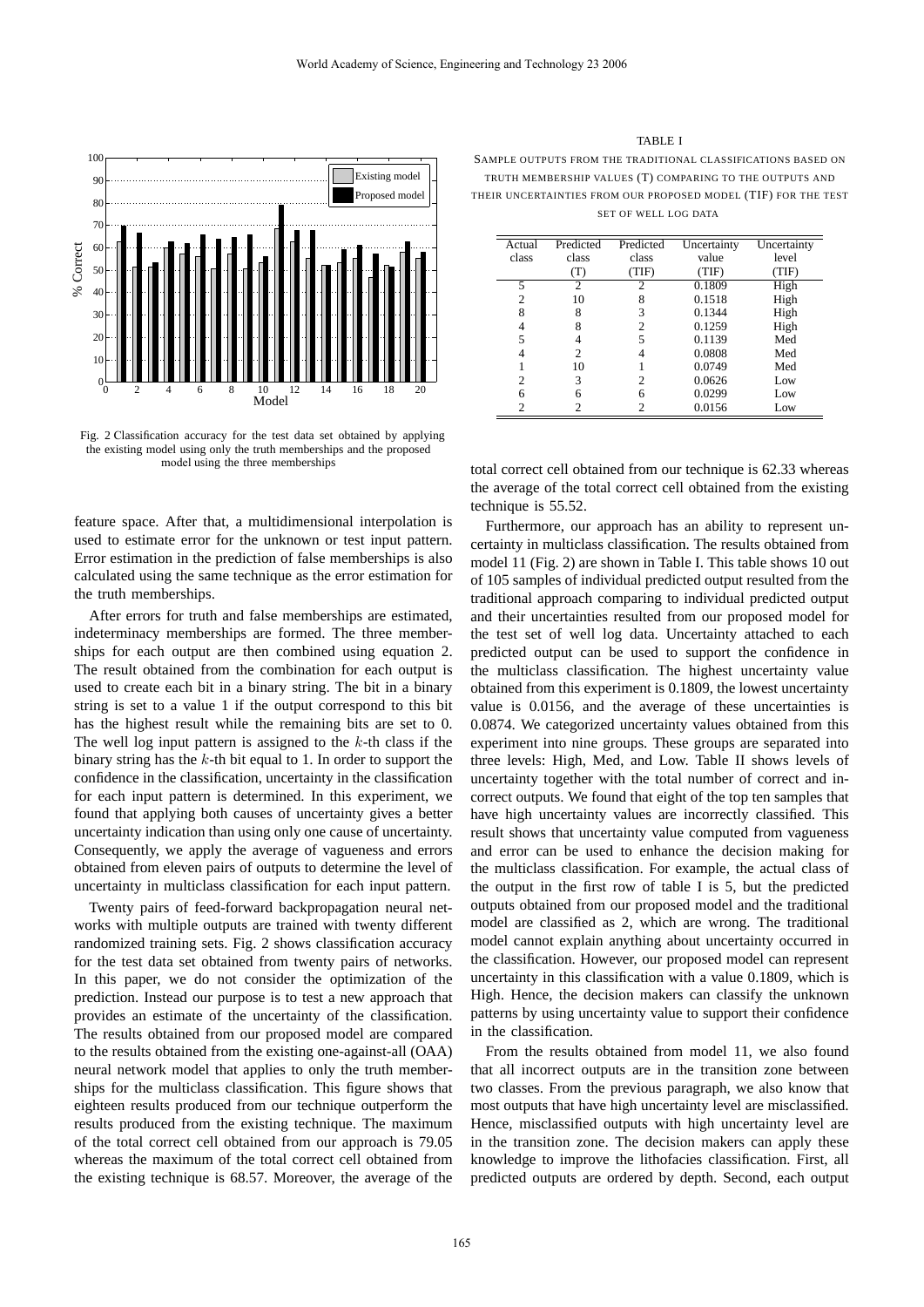Fig. 2 Classification accuracy for the test data set obtained by applying the existing model using only the truth memberships and the proposed model using the three memberships

feature space. After that, a multidimensional interpolation is used to estimate error for the unknown or test input pattern. Error estimation in the prediction of false memberships is also calculated using the same technique as the error estimation for the truth memberships.

After errors for truth and false memberships are estimated, indeterminacy memberships are formed. The three memberships for each output are then combined using equation 2. The result obtained from the combination for each output is used to create each bit in a binary string. The bit in a binary string is set to a value 1 if the output correspond to this bit has the highest result while the remaining bits are set to 0. The well log input pattern is assigned to the $k$-th class if the binary string has the $k$-th bit equal to 1. In order to support the confidence in the classification, uncertainty in the classification for each input pattern is determined. In this experiment, we found that applying both causes of uncertainty gives a better uncertainty indication than using only one cause of uncertainty. Consequently, we apply the average of vagueness and errors obtained from eleven pairs of outputs to determine the level of uncertainty in multiclass classification for each input pattern.

Twenty pairs of feed-forward backpropagation neural networks with multiple outputs are trained with twenty different randomized training sets. Fig. 2 shows classification accuracy for the test data set obtained from twenty pairs of networks. In this paper, we do not consider the optimization of the prediction. Instead our purpose is to test a new approach that provides an estimate of the uncertainty of the classification. The results obtained from our proposed model are compared to the results obtained from the existing one-against-all (OAA) neural network model that applies to only the truth memberships for the multiclass classification. This figure shows that eighteen results produced from our technique outperform the results produced from the existing technique. The maximum of the total correct cell obtained from our approach is 79.05 whereas the maximum of the total correct cell obtained from the existing technique is 68.57. Moreover, the average of the total correct cell obtained from our technique is 62.33 whereas the average of the total correct cell obtained from the existing technique is 55.52.

TABLE I
SAMPLE OUTPUTS FROM THE TRADITIONAL CLASSIFICATIONS BASED ON TRUTH MEMBERSHIP VALUES (T) COMPARING TO THE OUTPUTS AND THEIR UNCERTAINTIES FROM OUR PROPOSED MODEL (TIF) FOR THE TEST SET OF WELL LOG DATA

| Actual class | Predicted class (T) | Predicted class (TIF) | Uncertainty value (TIF) | Uncertainty level (TIF) |
|---|---|---|---|---|
| 5 | 2 | 2 | 0.1809 | High |
| 2 | 10 | 8 | 0.1518 | High |
| 8 | 8 | 3 | 0.1344 | High |
| 4 | 8 | 2 | 0.1259 | High |
| 5 | 4 | 5 | 0.1139 | Med |
| 4 | 2 | 4 | 0.0808 | Med |
| 1 | 10 | 1 | 0.0749 | Med |
| 2 | 3 | 2 | 0.0626 | Low |
| 6 | 6 | 6 | 0.0299 | Low |
| 2 | 2 | 2 | 0.0156 | Low |

Furthermore, our approach has an ability to represent uncertainty in multiclass classification. The results obtained from model 11 (Fig. 2) are shown in Table I. This table shows 10 out of 105 samples of individual predicted output resulted from the traditional approach comparing to individual predicted output and their uncertainties resulted from our proposed model for the test set of well log data. Uncertainty attached to each predicted output can be used to support the confidence in the multiclass classification. The highest uncertainty value obtained from this experiment is 0.1809, the lowest uncertainty value is 0.0156, and the average of these uncertainties is 0.0874. We categorized uncertainty values obtained from this experiment into nine groups. These groups are separated into three levels: High, Med, and Low. Table II shows levels of uncertainty together with the total number of correct and incorrect outputs. We found that eight of the top ten samples that have high uncertainty values are incorrectly classified. This result shows that uncertainty value computed from vagueness and error can be used to enhance the decision making for the multiclass classification. For example, the actual class of the output in the first row of table I is 5, but the predicted outputs obtained from our proposed model and the traditional model are classified as 2, which are wrong. The traditional model cannot explain anything about uncertainty occurred in the classification. However, our proposed model can represent uncertainty in this classification with a value 0.1809, which is High. Hence, the decision makers can classify the unknown patterns by using uncertainty value to support their confidence in the classification.

From the results obtained from model 11, we also found that all incorrect outputs are in the transition zone between two classes. From the previous paragraph, we also know that most outputs that have high uncertainty level are misclassified. Hence, misclassified outputs with high uncertainty level are in the transition zone. The decision makers can apply these knowledge to improve the lithofacies classification. First, all predicted outputs are ordered by depth. Second, each output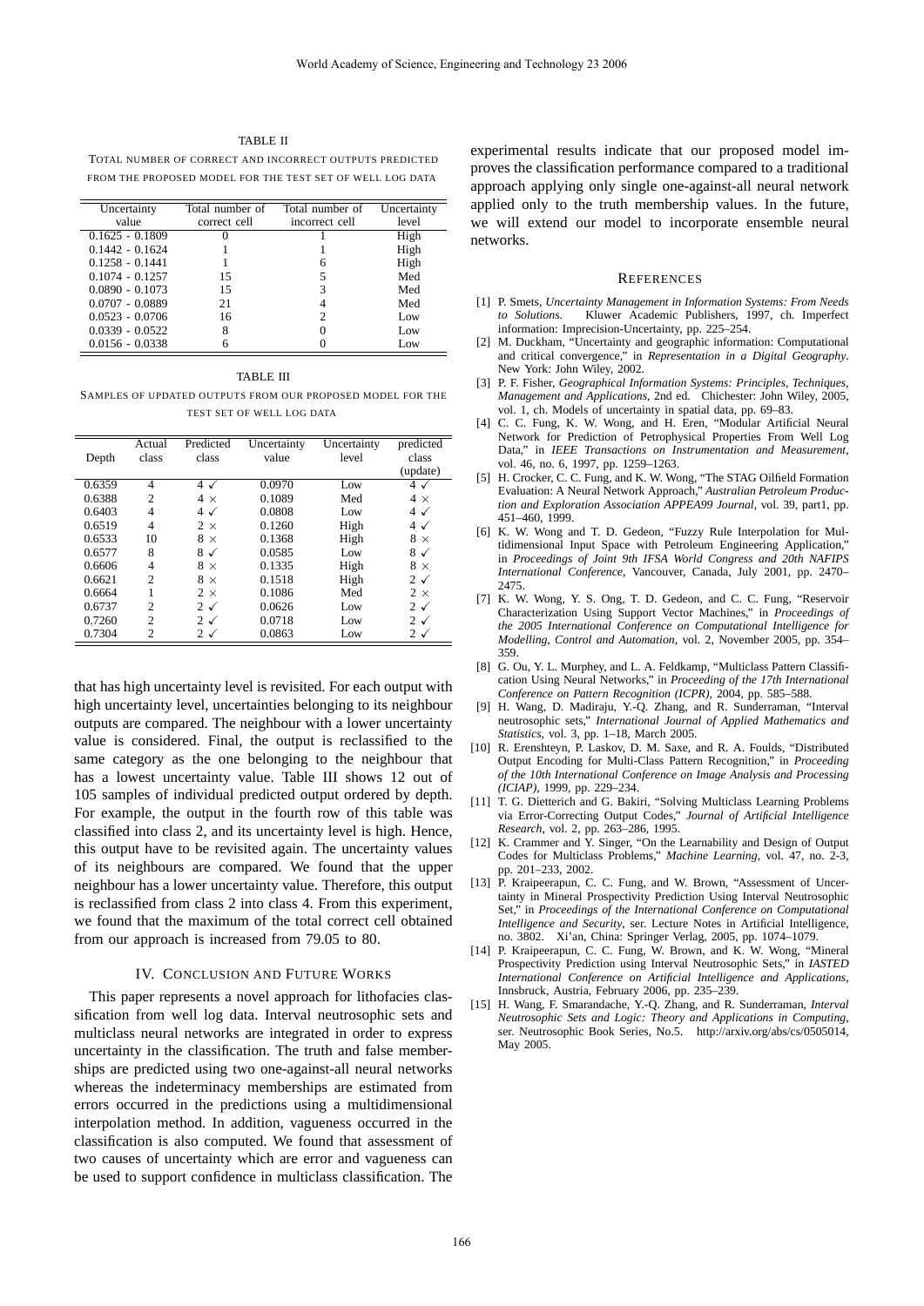TABLE II

TOTAL NUMBER OF CORRECT AND INCORRECT OUTPUTS PREDICTED FROM THE PROPOSED MODEL FOR THE TEST SET OF WELL LOG DATA

| Uncertainty value | Total number of correct cell | Total number of incorrect cell | Uncertainty level |
|---|---|---|---|
| 0.1625 - 0.1809 | 0 | 1 | High |
| 0.1442 - 0.1624 | 1 | 1 | High |
| 0.1258 - 0.1441 | 1 | 6 | High |
| 0.1074 - 0.1257 | 15 | 5 | Med |
| 0.0890 - 0.1073 | 15 | 3 | Med |
| 0.0707 - 0.0889 | 21 | 4 | Med |
| 0.0523 - 0.0706 | 16 | 2 | Low |
| 0.0339 - 0.0522 | 8 | 0 | Low |
| 0.0156 - 0.0338 | 6 | 0 | Low |

TABLE III

SAMPLES OF UPDATED OUTPUTS FROM OUR PROPOSED MODEL FOR THE TEST SET OF WELL LOG DATA

| Depth | Actual class | Predicted class | Uncertainty value | Uncertainty level | predicted class (update) |
|---|---|---|---|---|---|
| 0.6359 | 4 | 4 ✓ | 0.0970 | Low | 4 ✓ |
| 0.6388 | 2 | 4 × | 0.1089 | Med | 4 × |
| 0.6403 | 4 | 4 ✓ | 0.0808 | Low | 4 ✓ |
| 0.6519 | 4 | 2 × | 0.1260 | High | 4 ✓ |
| 0.6533 | 10 | 8 × | 0.1368 | High | 8 × |
| 0.6577 | 8 | 8 ✓ | 0.0585 | Low | 8 ✓ |
| 0.6606 | 4 | 8 × | 0.1335 | High | 8 × |
| 0.6621 | 2 | 8 × | 0.1518 | High | 2 ✓ |
| 0.6664 | 1 | 2 × | 0.1086 | Med | 2 × |
| 0.6737 | 2 | 2 ✓ | 0.0626 | Low | 2 ✓ |
| 0.7260 | 2 | 2 ✓ | 0.0718 | Low | 2 ✓ |
| 0.7304 | 2 | 2 ✓ | 0.0863 | Low | 2 ✓ |

that has high uncertainty level is revisited. For each output with high uncertainty level, uncertainties belonging to its neighbour outputs are compared. The neighbour with a lower uncertainty value is considered. Final, the output is reclassified to the same category as the one belonging to the neighbour that has a lowest uncertainty value. Table III shows 12 out of 105 samples of individual predicted output ordered by depth. For example, the output in the fourth row of this table was classified into class 2, and its uncertainty level is high. Hence, this output have to be revisited again. The uncertainty values of its neighbours are compared. We found that the upper neighbour has a lower uncertainty value. Therefore, this output is reclassified from class 2 into class 4. From this experiment, we found that the maximum of the total correct cell obtained from our approach is increased from 79.05 to 80.

## IV. CONCLUSION AND FUTURE WORKS

This paper represents a novel approach for lithofacies classification from well log data. Interval neutrosophic sets and multiclass neural networks are integrated in order to express uncertainty in the classification. The truth and false memberships are predicted using two one-against-all neural networks whereas the indeterminacy memberships are estimated from errors occurred in the predictions using a multidimensional interpolation method. In addition, vagueness occurred in the classification is also computed. We found that assessment of two causes of uncertainty which are error and vagueness can be used to support confidence in multiclass classification. The experimental results indicate that our proposed model improves the classification performance compared to a traditional approach applying only single one-against-all neural network applied only to the truth membership values. In the future, we will extend our model to incorporate ensemble neural networks.

## REFERENCES

[1] P. Smets, *Uncertainty Management in Information Systems: From Needs to Solutions*. Kluwer Academic Publishers, 1997, ch. Imperfect information: Imprecision-Uncertainty, pp. 225–254.

[2] M. Duckham, "Uncertainty and geographic information: Computational and critical convergence," in *Representation in a Digital Geography*. New York: John Wiley, 2002.

[3] P. F. Fisher, *Geographical Information Systems: Principles, Techniques, Management and Applications*, 2nd ed. Chichester: John Wiley, 2005, vol. 1, ch. Models of uncertainty in spatial data, pp. 69–83.

[4] C. C. Fung, K. W. Wong, and H. Eren, "Modular Artificial Neural Network for Prediction of Petrophysical Properties From Well Log Data," in *IEEE Transactions on Instrumentation and Measurement*, vol. 46, no. 6, 1997, pp. 1259–1263.

[5] H. Crocker, C. C. Fung, and K. W. Wong, "The STAG Oilfield Formation Evaluation: A Neural Network Approach," *Australian Petroleum Production and Exploration Association APPEA99 Journal*, vol. 39, part1, pp. 451–460, 1999.

[6] K. W. Wong and T. D. Gedeon, "Fuzzy Rule Interpolation for Multidimensional Input Space with Petroleum Engineering Application," in *Proceedings of Joint 9th IFSA World Congress and 20th NAFIPS International Conference*, Vancouver, Canada, July 2001, pp. 2470–2475.

[7] K. W. Wong, Y. S. Ong, T. D. Gedeon, and C. C. Fung, "Reservoir Characterization Using Support Vector Machines," in *Proceedings of the 2005 International Conference on Computational Intelligence for Modelling, Control and Automation*, vol. 2, November 2005, pp. 354–359.

[8] G. Ou, Y. L. Murphey, and L. A. Feldkamp, "Multiclass Pattern Classification Using Neural Networks," in *Proceeding of the 17th International Conference on Pattern Recognition (ICPR)*, 2004, pp. 585–588.

[9] H. Wang, D. Madiraju, Y.-Q. Zhang, and R. Sunderraman, "Interval neutrosophic sets," *International Journal of Applied Mathematics and Statistics*, vol. 3, pp. 1–18, March 2005.

[10] R. Erenshteyn, P. Laskov, D. M. Saxe, and R. A. Foulds, "Distributed Output Encoding for Multi-Class Pattern Recognition," in *Proceeding of the 10th International Conference on Image Analysis and Processing (ICIAP)*, 1999, pp. 229–234.

[11] T. G. Dietterich and G. Bakiri, "Solving Multiclass Learning Problems via Error-Correcting Output Codes," *Journal of Artificial Intelligence Research*, vol. 2, pp. 263–286, 1995.

[12] K. Crammer and Y. Singer, "On the Learnability and Design of Output Codes for Multiclass Problems," *Machine Learning*, vol. 47, no. 2-3, pp. 201–233, 2002.

[13] P. Kraipeerapun, C. C. Fung, and W. Brown, "Assessment of Uncertainty in Mineral Prospectivity Prediction Using Interval Neutrosophic Set," in *Proceedings of the International Conference on Computational Intelligence and Security*, ser. Lecture Notes in Artificial Intelligence, no. 3802. Xi'an, China: Springer Verlag, 2005, pp. 1074–1079.

[14] P. Kraipeerapun, C. C. Fung, W. Brown, and K. W. Wong, "Mineral Prospectivity Prediction using Interval Neutrosophic Sets," in *IASTED International Conference on Artificial Intelligence and Applications*, Innsbruck, Austria, February 2006, pp. 235–239.

[15] H. Wang, F. Smarandache, Y.-Q. Zhang, and R. Sunderraman, *Interval Neutrosophic Sets and Logic: Theory and Applications in Computing*, ser. Neutrosophic Book Series, No.5. http://arxiv.org/abs/cs/0505014, May 2005.